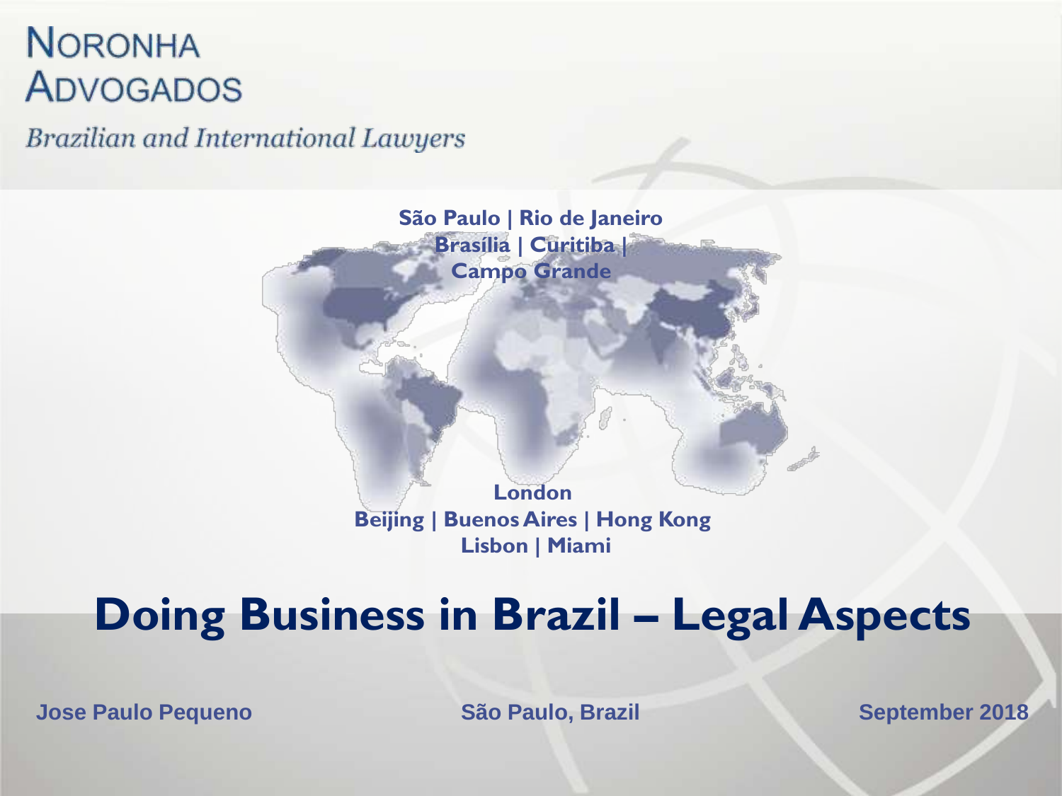NORONHA ADVOGADOS

*Brazilian and International Lawyers*

**São Paulo | Rio de Janeiro**
**Brasília | Curitiba |**
**Campo Grande**

**London**
**Beijing | Buenos Aires | Hong Kong**
**Lisbon | Miami**

# Doing Business in Brazil – Legal Aspects

**Jose Paulo Pequeno** | **São Paulo, Brazil** | **September 2018**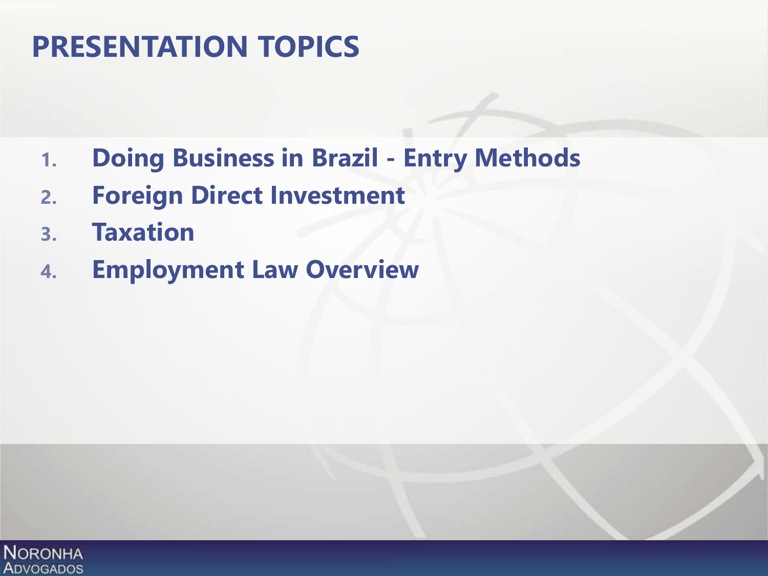# PRESENTATION TOPICS

1. Doing Business in Brazil - Entry Methods
2. Foreign Direct Investment
3. Taxation
4. Employment Law Overview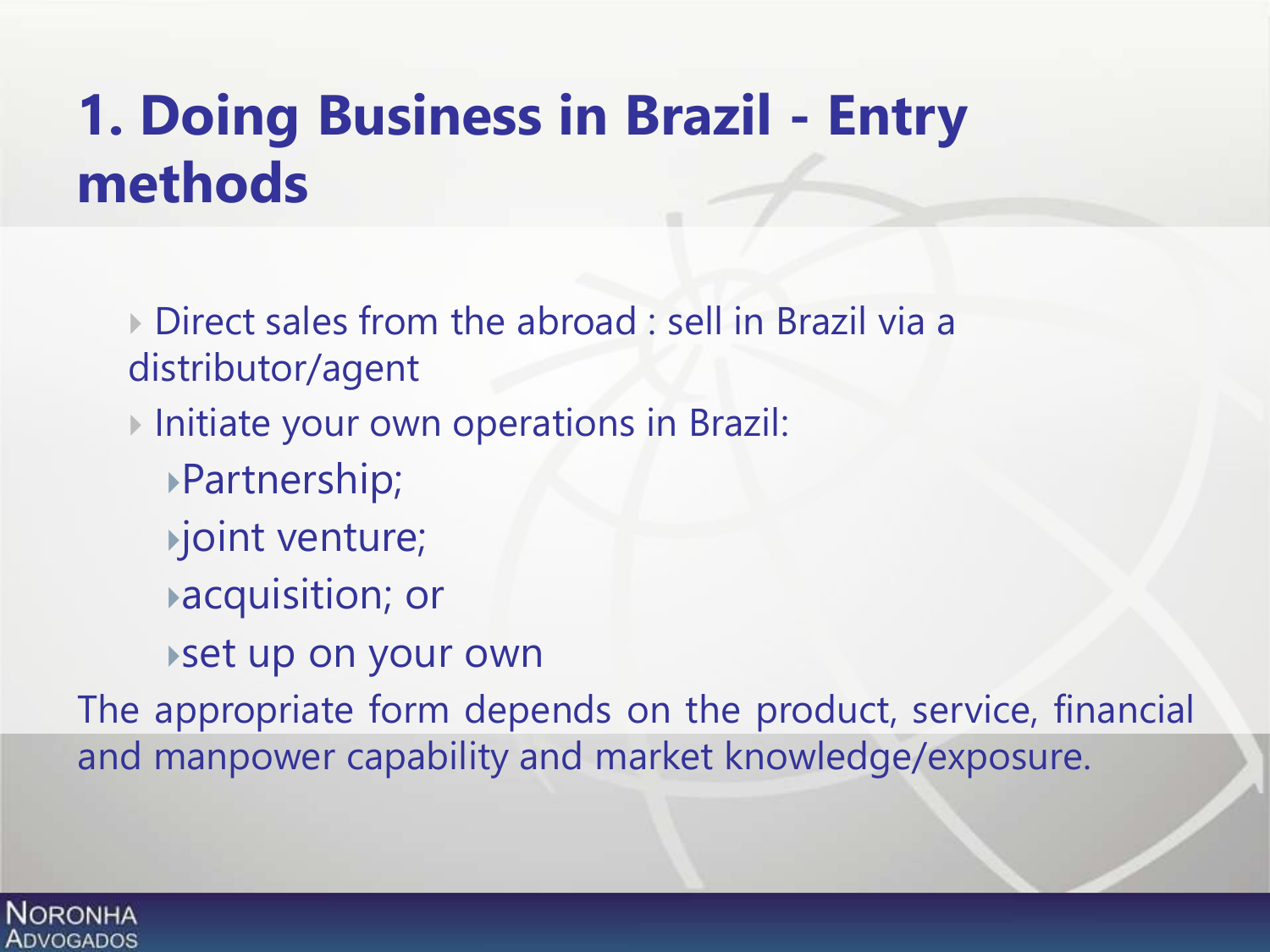# 1. Doing Business in Brazil - Entry methods

- Direct sales from the abroad : sell in Brazil via a distributor/agent
- Initiate your own operations in Brazil:
  - Partnership;
  - joint venture;
  - acquisition; or
  - set up on your own

The appropriate form depends on the product, service, financial and manpower capability and market knowledge/exposure.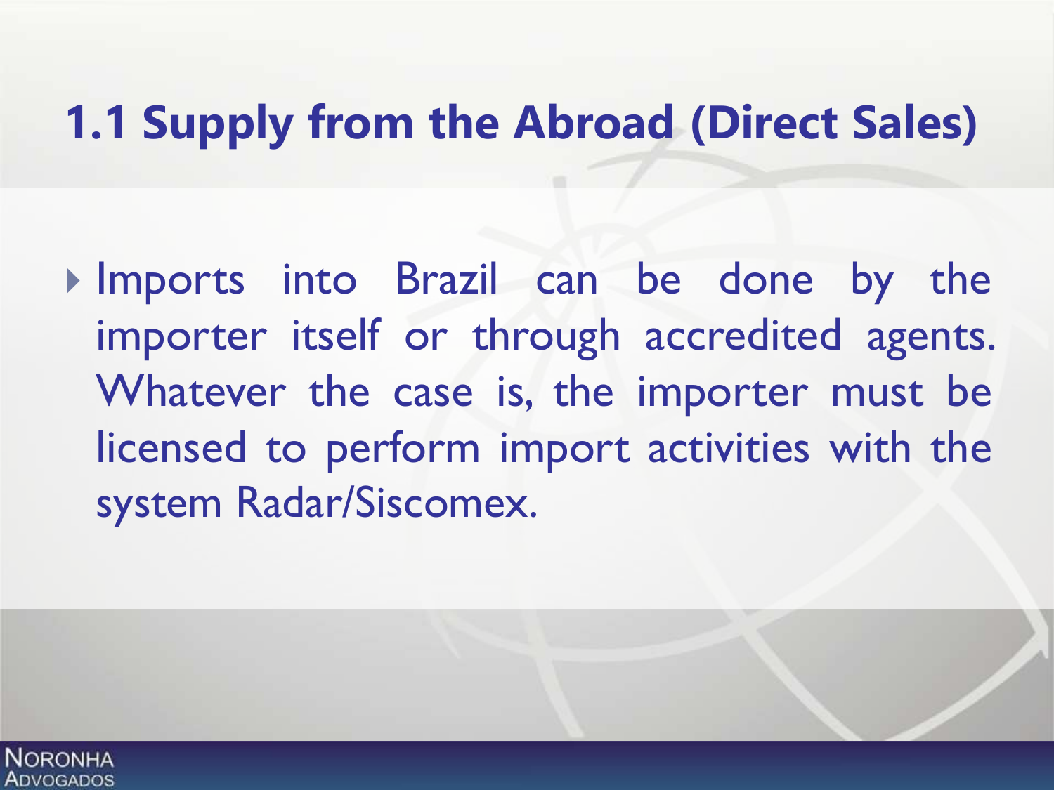## 1.1 Supply from the Abroad (Direct Sales)

- Imports into Brazil can be done by the importer itself or through accredited agents. Whatever the case is, the importer must be licensed to perform import activities with the system Radar/Siscomex.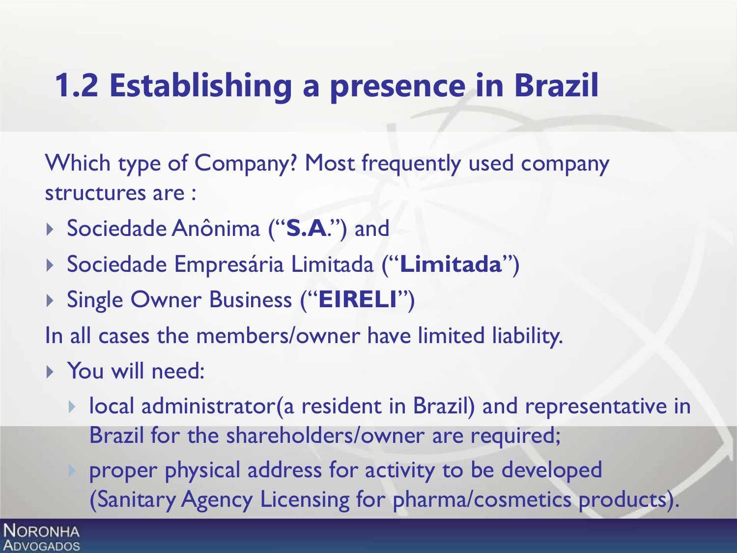# 1.2 Establishing a presence in Brazil

Which type of Company? Most frequently used company structures are :

- Sociedade Anônima ("**S.A.**") and
- Sociedade Empresária Limitada ("**Limitada**")
- Single Owner Business ("**EIRELI**")

In all cases the members/owner have limited liability.

- You will need:
  - local administrator(a resident in Brazil) and representative in Brazil for the shareholders/owner are required;
  - proper physical address for activity to be developed (Sanitary Agency Licensing for pharma/cosmetics products).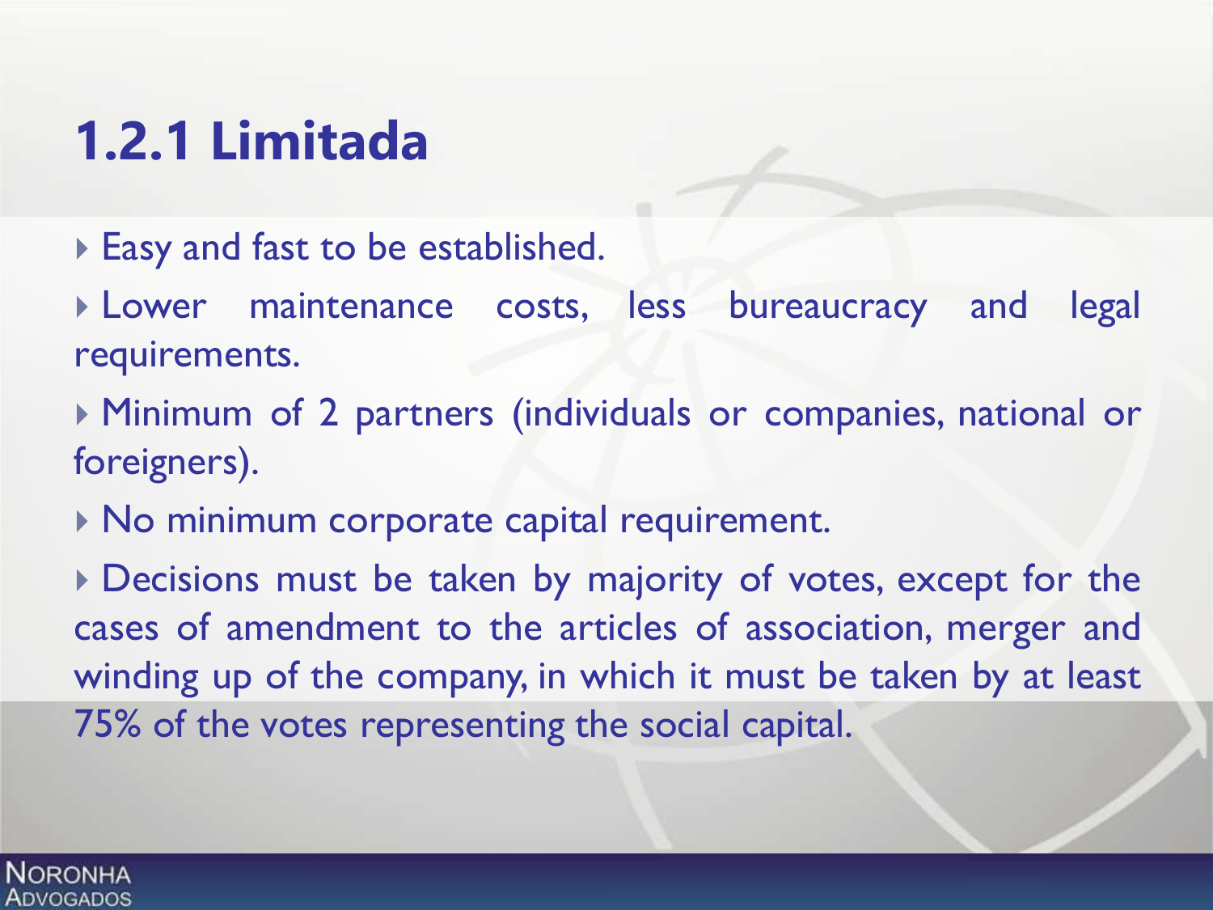# 1.2.1 Limitada

- Easy and fast to be established.
- Lower maintenance costs, less bureaucracy and legal requirements.
- Minimum of 2 partners (individuals or companies, national or foreigners).
- No minimum corporate capital requirement.
- Decisions must be taken by majority of votes, except for the cases of amendment to the articles of association, merger and winding up of the company, in which it must be taken by at least 75% of the votes representing the social capital.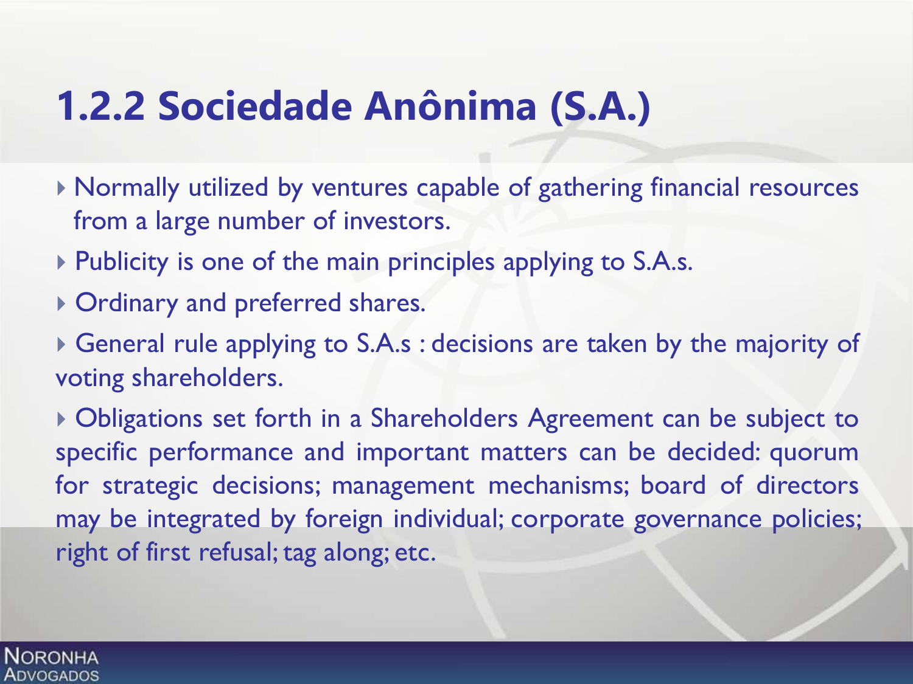## 1.2.2 Sociedade Anônima (S.A.)

- Normally utilized by ventures capable of gathering financial resources from a large number of investors.
- Publicity is one of the main principles applying to S.A.s.
- Ordinary and preferred shares.
- General rule applying to S.A.s : decisions are taken by the majority of voting shareholders.
- Obligations set forth in a Shareholders Agreement can be subject to specific performance and important matters can be decided: quorum for strategic decisions; management mechanisms; board of directors may be integrated by foreign individual; corporate governance policies; right of first refusal; tag along; etc.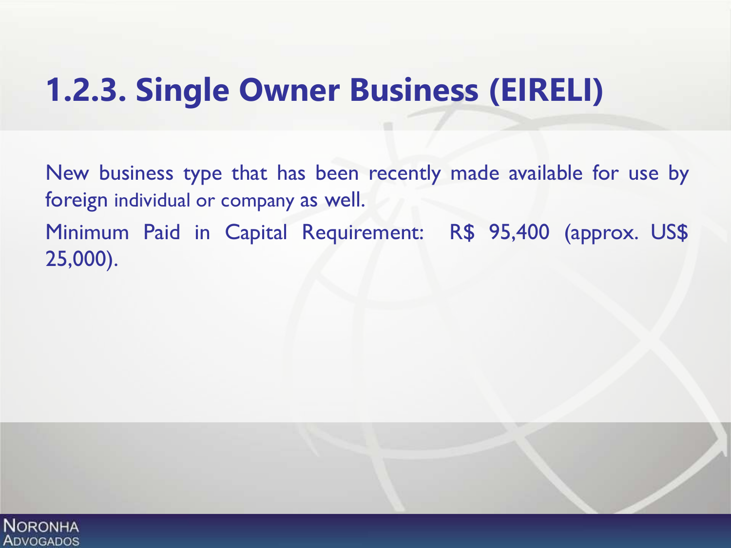## 1.2.3. Single Owner Business (EIRELI)

New business type that has been recently made available for use by foreign individual or company as well.

Minimum Paid in Capital Requirement: R$ 95,400 (approx. US$ 25,000).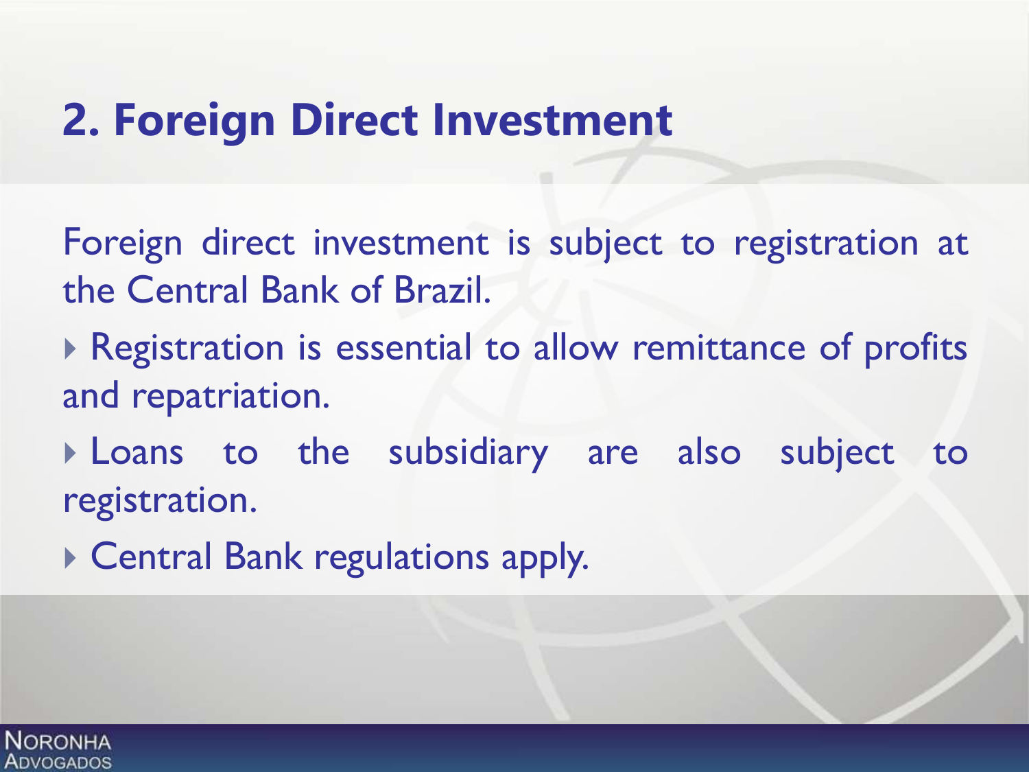## 2. Foreign Direct Investment

Foreign direct investment is subject to registration at the Central Bank of Brazil.

- Registration is essential to allow remittance of profits and repatriation.
- Loans to the subsidiary are also subject to registration.
- Central Bank regulations apply.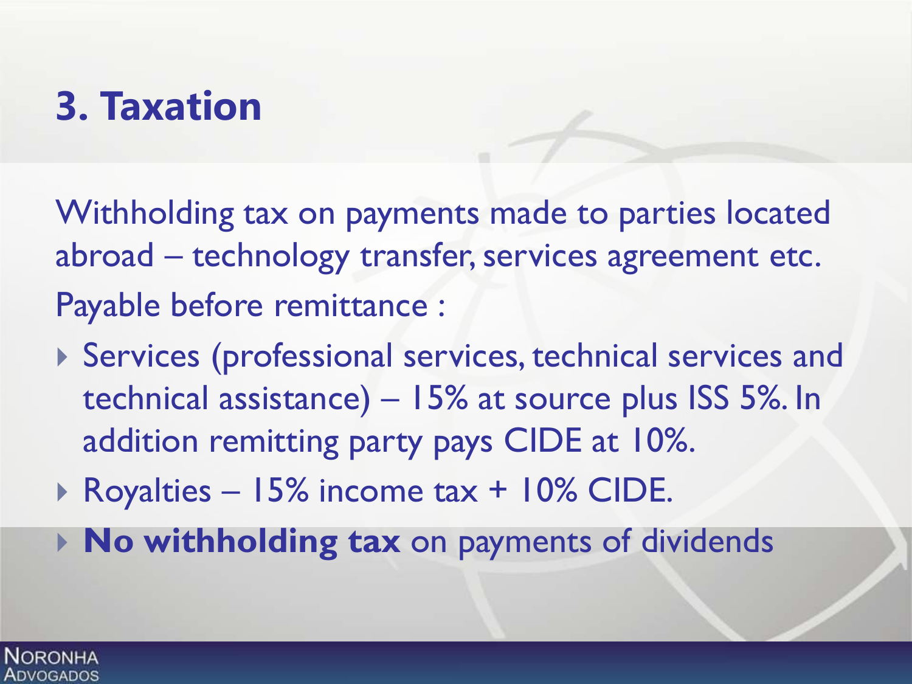# 3. Taxation

Withholding tax on payments made to parties located abroad – technology transfer, services agreement etc.

Payable before remittance :

- Services (professional services, technical services and technical assistance) – 15% at source plus ISS 5%. In addition remitting party pays CIDE at 10%.
- Royalties – 15% income tax + 10% CIDE.
- **No withholding tax** on payments of dividends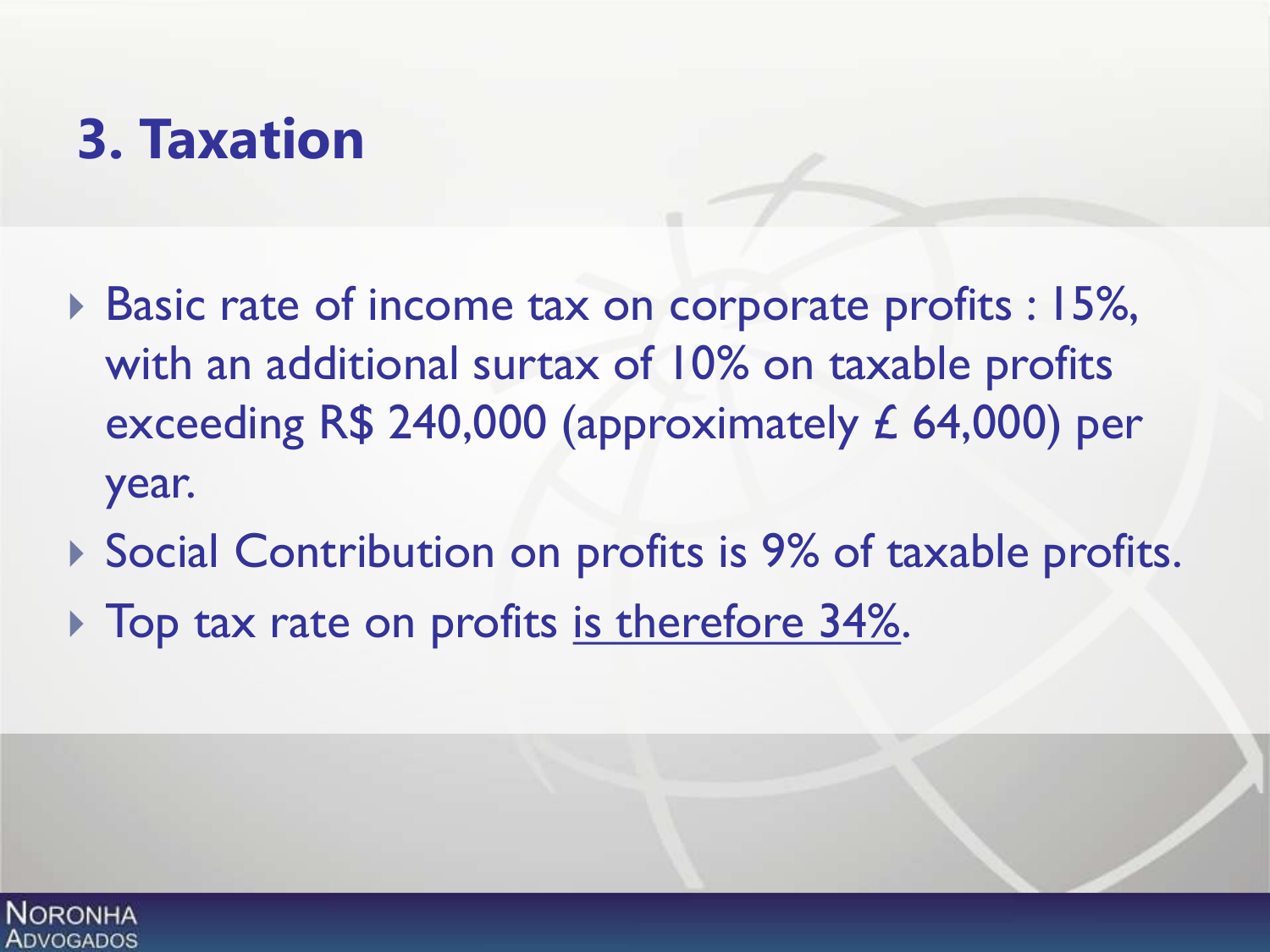# 3. Taxation

- Basic rate of income tax on corporate profits : 15%, with an additional surtax of 10% on taxable profits exceeding R$ 240,000 (approximately £ 64,000) per year.
- Social Contribution on profits is 9% of taxable profits.
- Top tax rate on profits <u>is therefore 34%</u>.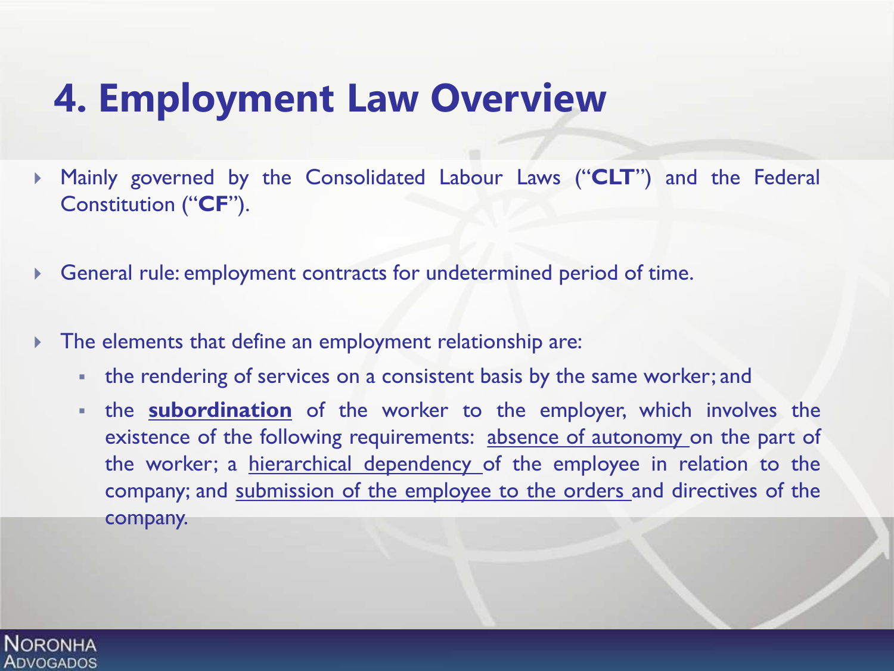# 4. Employment Law Overview

- Mainly governed by the Consolidated Labour Laws ("**CLT**") and the Federal Constitution ("**CF**").

- General rule: employment contracts for undetermined period of time.

- The elements that define an employment relationship are:
  - the rendering of services on a consistent basis by the same worker; and
  - the **<u>subordination</u>** of the worker to the employer, which involves the existence of the following requirements: <u>absence of autonomy</u> on the part of the worker; a <u>hierarchical dependency</u> of the employee in relation to the company; and <u>submission of the employee to the orders</u> and directives of the company.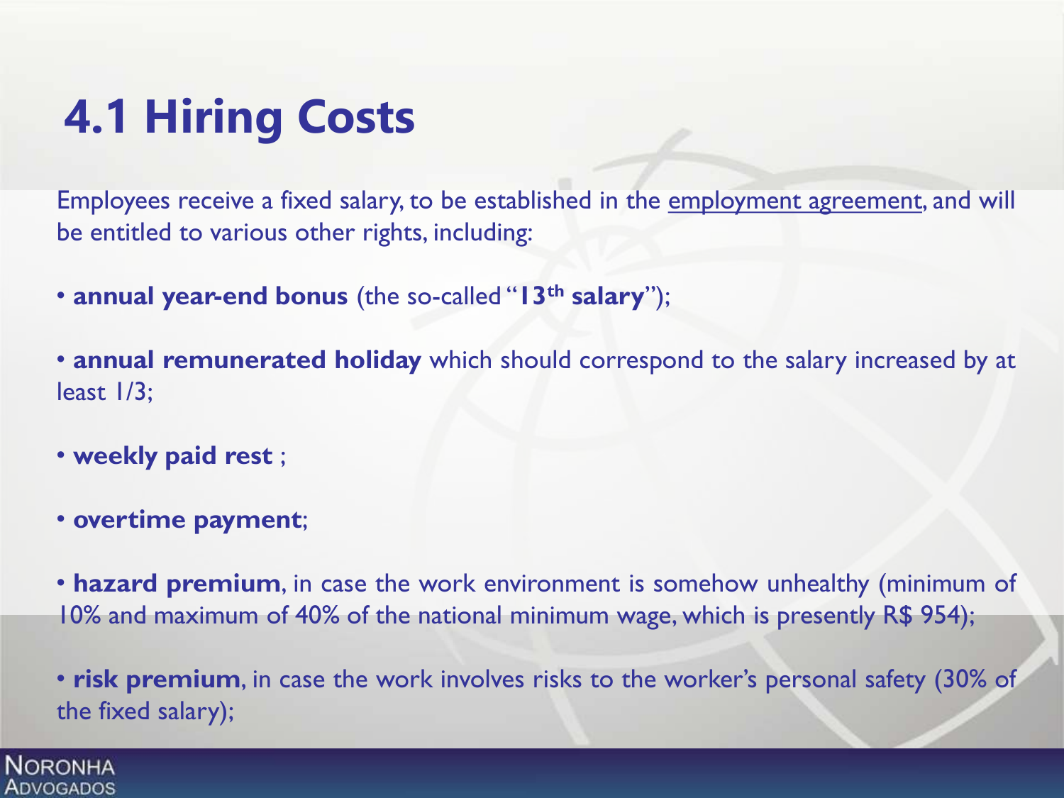# 4.1 Hiring Costs

Employees receive a fixed salary, to be established in the employment agreement, and will be entitled to various other rights, including:

- **annual year-end bonus** (the so-called "**13th salary**");

- **annual remunerated holiday** which should correspond to the salary increased by at least 1/3;

- **weekly paid rest** ;

- **overtime payment**;

- **hazard premium**, in case the work environment is somehow unhealthy (minimum of 10% and maximum of 40% of the national minimum wage, which is presently R$ 954);

- **risk premium**, in case the work involves risks to the worker's personal safety (30% of the fixed salary);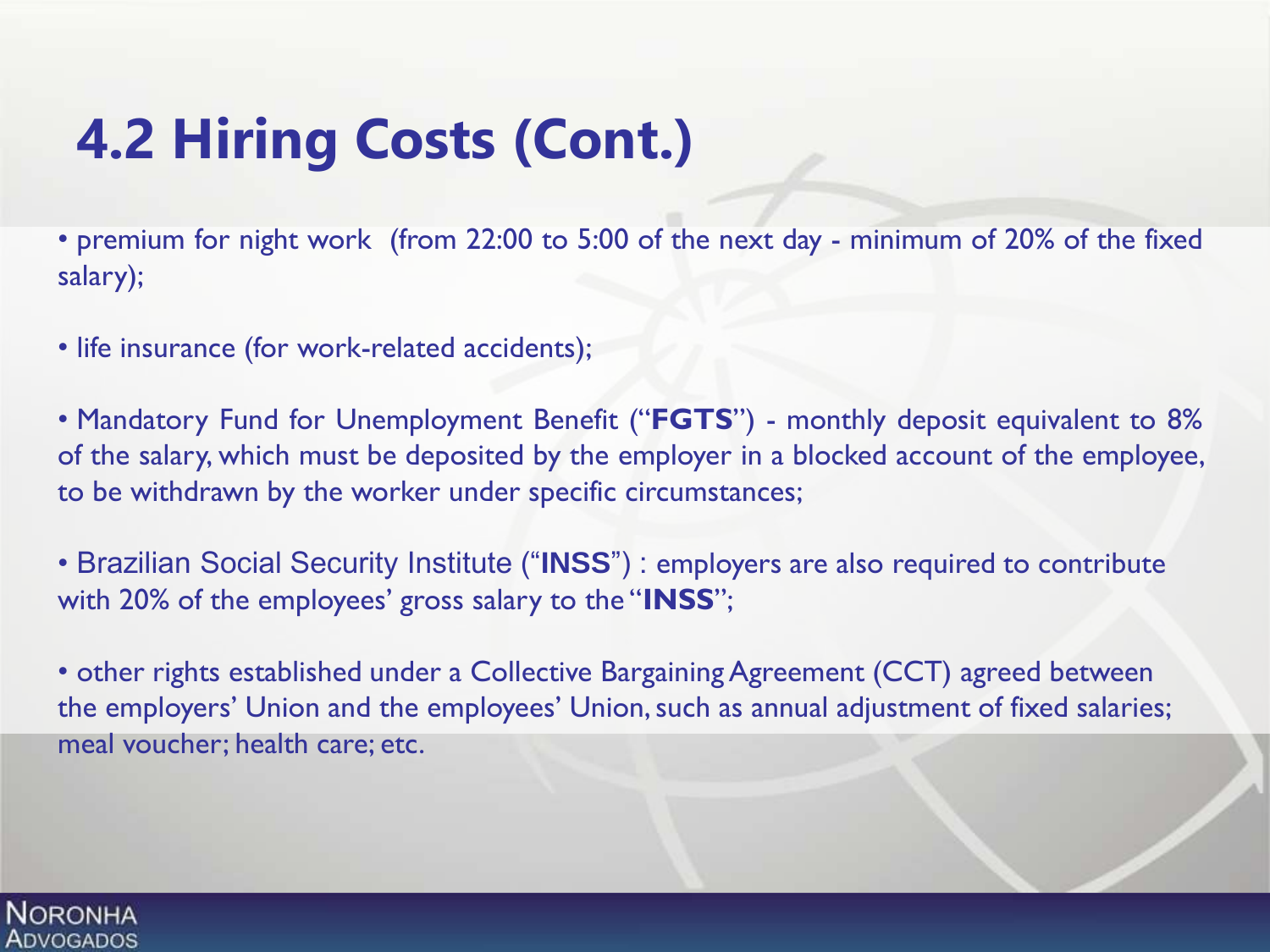# 4.2 Hiring Costs (Cont.)

- premium for night work (from 22:00 to 5:00 of the next day - minimum of 20% of the fixed salary);

- life insurance (for work-related accidents);

- Mandatory Fund for Unemployment Benefit ("**FGTS**") - monthly deposit equivalent to 8% of the salary, which must be deposited by the employer in a blocked account of the employee, to be withdrawn by the worker under specific circumstances;

- Brazilian Social Security Institute ("**INSS**") : employers are also required to contribute with 20% of the employees' gross salary to the "**INSS**";

- other rights established under a Collective Bargaining Agreement (CCT) agreed between the employers' Union and the employees' Union, such as annual adjustment of fixed salaries; meal voucher; health care; etc.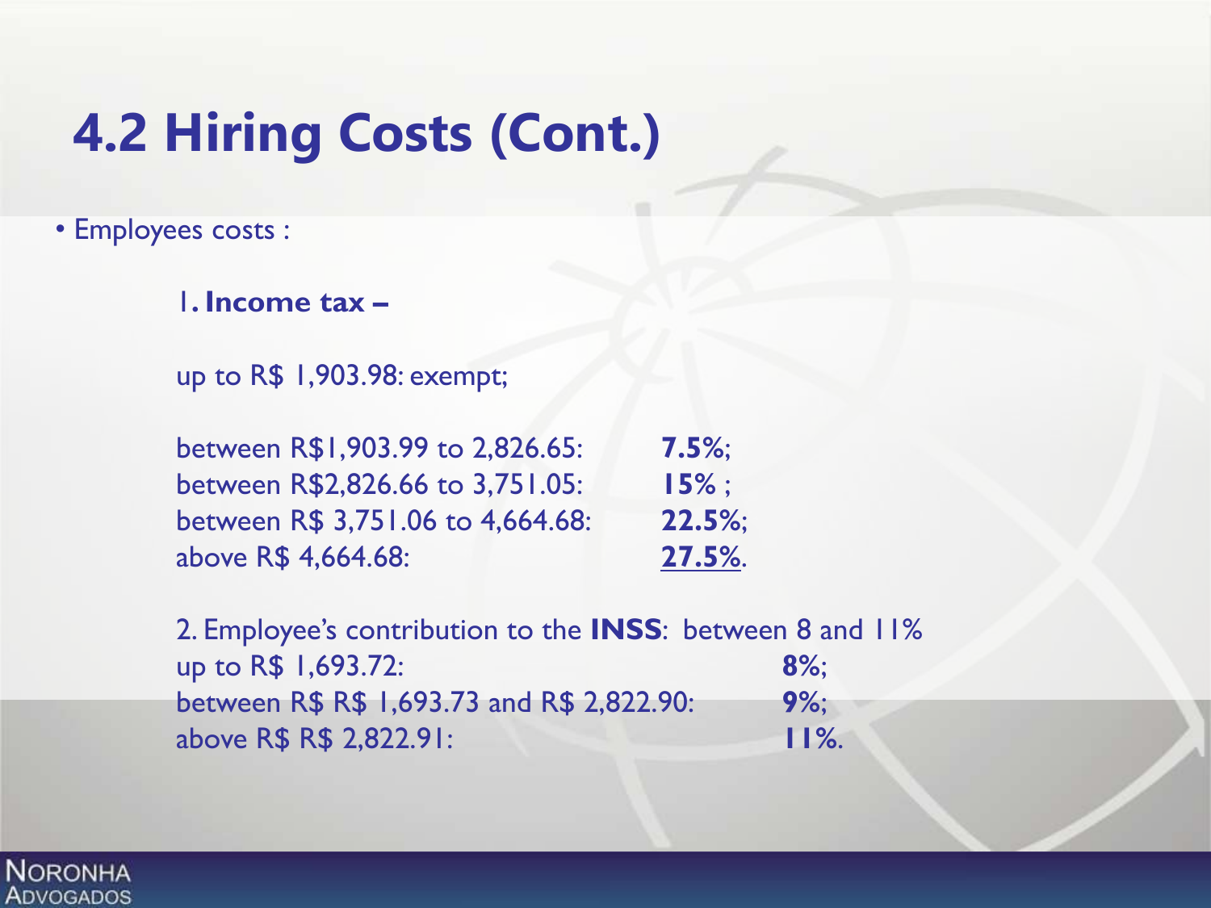# 4.2 Hiring Costs (Cont.)

- Employees costs :

  1**. Income tax –**

  up to R$ 1,903.98: exempt;

  | | |
  |---|---|
  | between R$1,903.99 to 2,826.65: | **7.5**%; |
  | between R$2,826.66 to 3,751.05: | **15**% ; |
  | between R$ 3,751.06 to 4,664.68: | **22.5**%; |
  | above R$ 4,664.68: | **<u>27.5%</u>**. |

  2. Employee's contribution to the **INSS**: between 8 and 11%

  | | |
  |---|---|
  | up to R$ 1,693.72: | **8**%; |
  | between R$ R$ 1,693.73 and R$ 2,822.90: | **9**%; |
  | above R$ R$ 2,822.91: | **11**%. |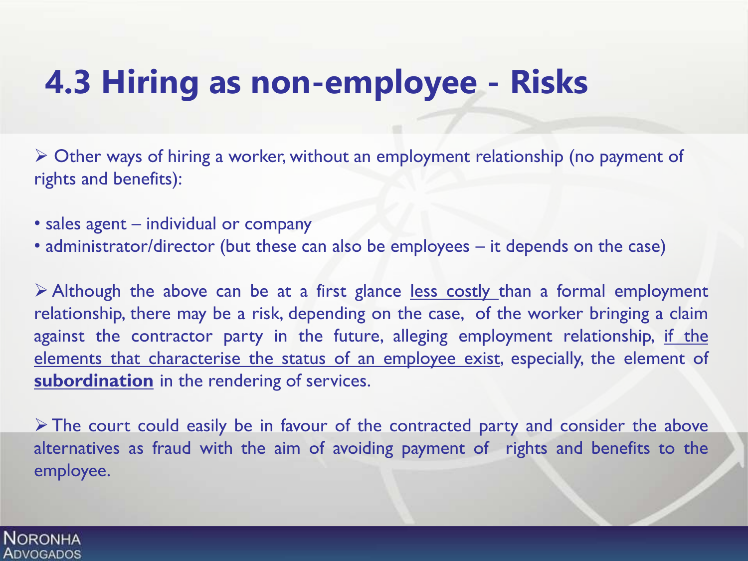# 4.3 Hiring as non-employee - Risks

➢ Other ways of hiring a worker, without an employment relationship (no payment of rights and benefits):

- sales agent – individual or company
- administrator/director (but these can also be employees – it depends on the case)

➢ Although the above can be at a first glance <u>less costly</u> than a formal employment relationship, there may be a risk, depending on the case, of the worker bringing a claim against the contractor party in the future, alleging employment relationship, <u>if the elements that characterise the status of an employee exist</u>, especially, the element of <u>**subordination**</u> in the rendering of services.

➢ The court could easily be in favour of the contracted party and consider the above alternatives as fraud with the aim of avoiding payment of rights and benefits to the employee.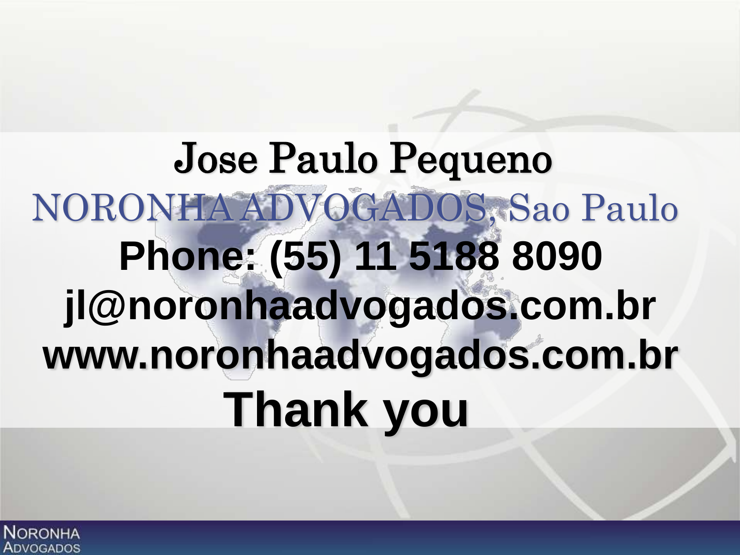Jose Paulo Pequeno

NORONHA ADVOGADOS, Sao Paulo

**Phone: (55) 11 5188 8090**

**jl@noronhaadvogados.com.br**

**www.noronhaadvogados.com.br**

**Thank you**